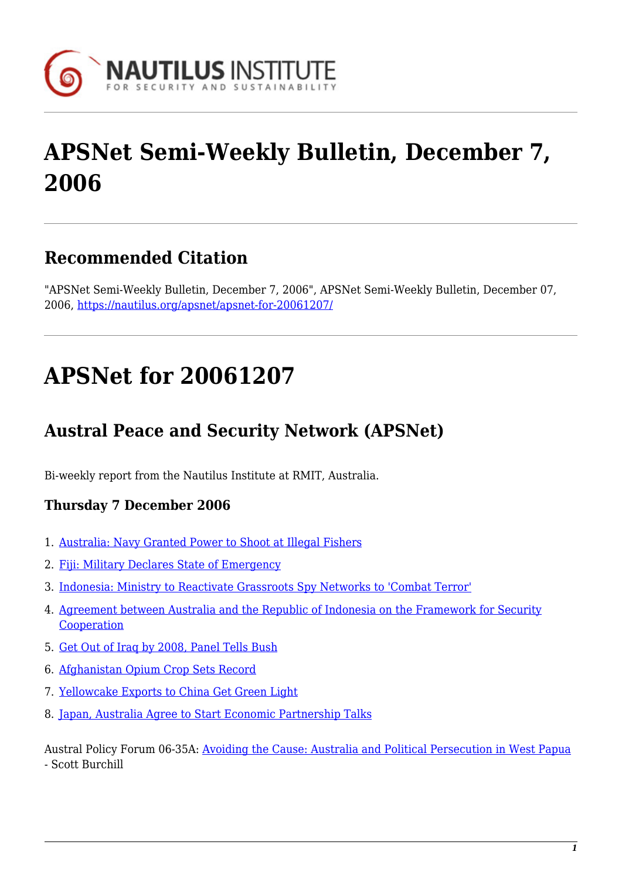# APSNet Semi-Weekly Bulletin, December 7, 2006

## Recommended Citation

"APSNet Semi-Weekly Bulletin, December 7, 2006", APSNet Semi-Weekly Bulletin, December 07, 2006, https://nautilus.org/apsnet/apsnet-for-20061207/

# APSNet for 20061207

## Austral Peace and Security Network (APSNet)

Bi-weekly report from the Nautilus Institute at RMIT, Australia.

### Thursday 7 December 2006

1. Australia: Navy Granted Power to Shoot at Illegal Fishers
2. Fiji: Military Declares State of Emergency
3. Indonesia: Ministry to Reactivate Grassroots Spy Networks to 'Combat Terror'
4. Agreement between Australia and the Republic of Indonesia on the Framework for Security Cooperation
5. Get Out of Iraq by 2008, Panel Tells Bush
6. Afghanistan Opium Crop Sets Record
7. Yellowcake Exports to China Get Green Light
8. Japan, Australia Agree to Start Economic Partnership Talks

Austral Policy Forum 06-35A: Avoiding the Cause: Australia and Political Persecution in West Papua - Scott Burchill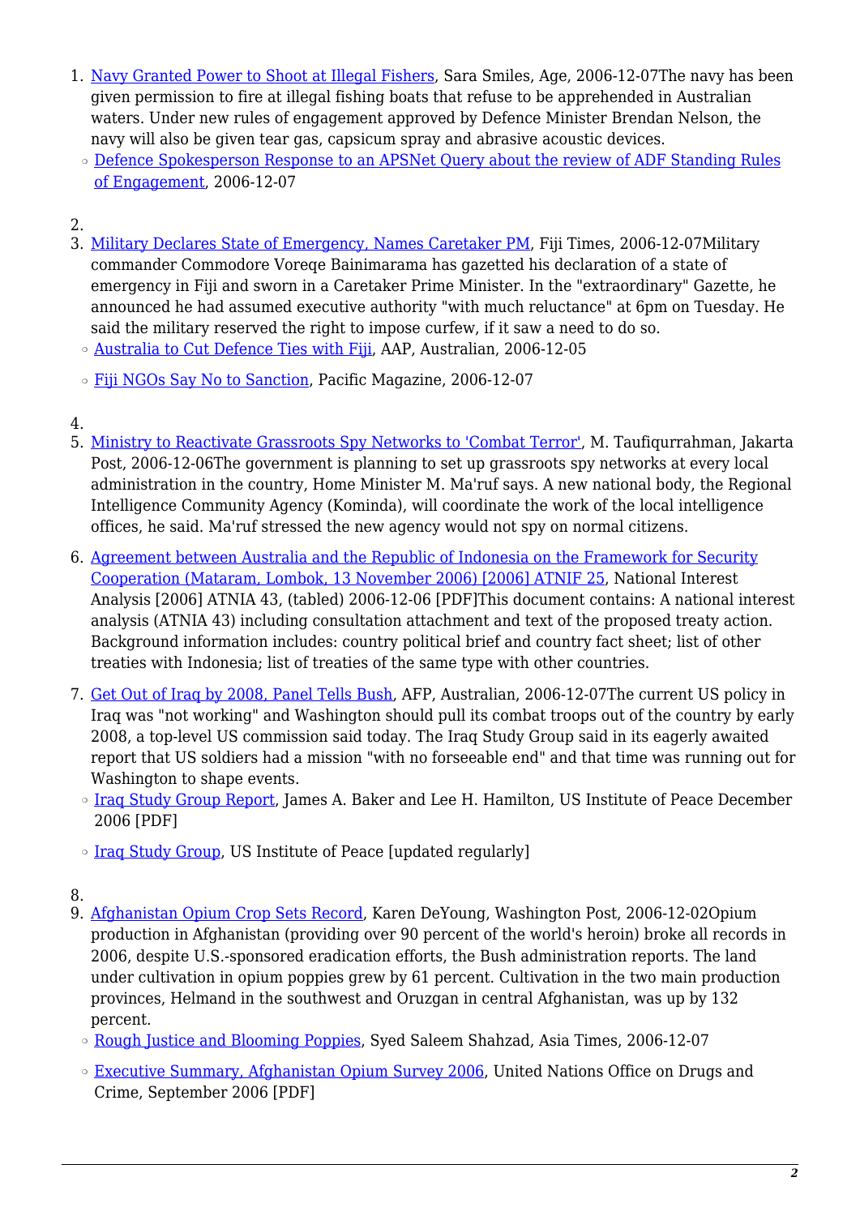1. Navy Granted Power to Shoot at Illegal Fishers, Sara Smiles, Age, 2006-12-07The navy has been given permission to fire at illegal fishing boats that refuse to be apprehended in Australian waters. Under new rules of engagement approved by Defence Minister Brendan Nelson, the navy will also be given tear gas, capsicum spray and abrasive acoustic devices.
    - Defence Spokesperson Response to an APSNet Query about the review of ADF Standing Rules of Engagement, 2006-12-07
2. 
3. Military Declares State of Emergency, Names Caretaker PM, Fiji Times, 2006-12-07Military commander Commodore Voreqe Bainimarama has gazetted his declaration of a state of emergency in Fiji and sworn in a Caretaker Prime Minister. In the "extraordinary" Gazette, he announced he had assumed executive authority "with much reluctance" at 6pm on Tuesday. He said the military reserved the right to impose curfew, if it saw a need to do so.
    - Australia to Cut Defence Ties with Fiji, AAP, Australian, 2006-12-05
    - Fiji NGOs Say No to Sanction, Pacific Magazine, 2006-12-07
4. 
5. Ministry to Reactivate Grassroots Spy Networks to 'Combat Terror', M. Taufiqurrahman, Jakarta Post, 2006-12-06The government is planning to set up grassroots spy networks at every local administration in the country, Home Minister M. Ma'ruf says. A new national body, the Regional Intelligence Community Agency (Kominda), will coordinate the work of the local intelligence offices, he said. Ma'ruf stressed the new agency would not spy on normal citizens.
6. Agreement between Australia and the Republic of Indonesia on the Framework for Security Cooperation (Mataram, Lombok, 13 November 2006) [2006] ATNIF 25, National Interest Analysis [2006] ATNIA 43, (tabled) 2006-12-06 [PDF]This document contains: A national interest analysis (ATNIA 43) including consultation attachment and text of the proposed treaty action. Background information includes: country political brief and country fact sheet; list of other treaties with Indonesia; list of treaties of the same type with other countries.
7. Get Out of Iraq by 2008, Panel Tells Bush, AFP, Australian, 2006-12-07The current US policy in Iraq was "not working" and Washington should pull its combat troops out of the country by early 2008, a top-level US commission said today. The Iraq Study Group said in its eagerly awaited report that US soldiers had a mission "with no forseeable end" and that time was running out for Washington to shape events.
    - Iraq Study Group Report, James A. Baker and Lee H. Hamilton, US Institute of Peace December 2006 [PDF]
    - Iraq Study Group, US Institute of Peace [updated regularly]
8. 
9. Afghanistan Opium Crop Sets Record, Karen DeYoung, Washington Post, 2006-12-02Opium production in Afghanistan (providing over 90 percent of the world's heroin) broke all records in 2006, despite U.S.-sponsored eradication efforts, the Bush administration reports. The land under cultivation in opium poppies grew by 61 percent. Cultivation in the two main production provinces, Helmand in the southwest and Oruzgan in central Afghanistan, was up by 132 percent.
    - Rough Justice and Blooming Poppies, Syed Saleem Shahzad, Asia Times, 2006-12-07
    - Executive Summary, Afghanistan Opium Survey 2006, United Nations Office on Drugs and Crime, September 2006 [PDF]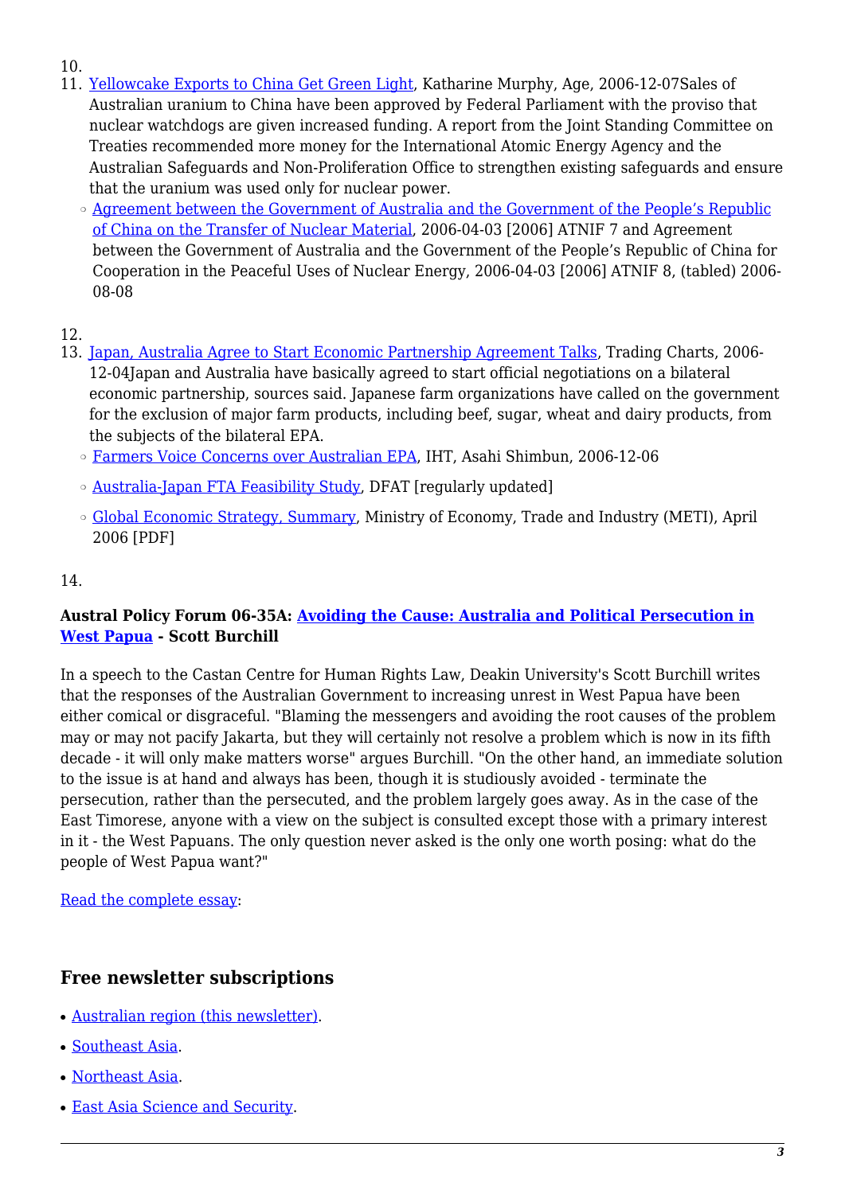10.
11. Yellowcake Exports to China Get Green Light, Katharine Murphy, Age, 2006-12-07Sales of Australian uranium to China have been approved by Federal Parliament with the proviso that nuclear watchdogs are given increased funding. A report from the Joint Standing Committee on Treaties recommended more money for the International Atomic Energy Agency and the Australian Safeguards and Non-Proliferation Office to strengthen existing safeguards and ensure that the uranium was used only for nuclear power.
    - Agreement between the Government of Australia and the Government of the People's Republic of China on the Transfer of Nuclear Material, 2006-04-03 [2006] ATNIF 7 and Agreement between the Government of Australia and the Government of the People's Republic of China for Cooperation in the Peaceful Uses of Nuclear Energy, 2006-04-03 [2006] ATNIF 8, (tabled) 2006-08-08

12.
13. Japan, Australia Agree to Start Economic Partnership Agreement Talks, Trading Charts, 2006-12-04Japan and Australia have basically agreed to start official negotiations on a bilateral economic partnership, sources said. Japanese farm organizations have called on the government for the exclusion of major farm products, including beef, sugar, wheat and dairy products, from the subjects of the bilateral EPA.
    - Farmers Voice Concerns over Australian EPA, IHT, Asahi Shimbun, 2006-12-06
    - Australia-Japan FTA Feasibility Study, DFAT [regularly updated]
    - Global Economic Strategy, Summary, Ministry of Economy, Trade and Industry (METI), April 2006 [PDF]

14.

**Austral Policy Forum 06-35A: Avoiding the Cause: Australia and Political Persecution in West Papua - Scott Burchill**

In a speech to the Castan Centre for Human Rights Law, Deakin University's Scott Burchill writes that the responses of the Australian Government to increasing unrest in West Papua have been either comical or disgraceful. "Blaming the messengers and avoiding the root causes of the problem may or may not pacify Jakarta, but they will certainly not resolve a problem which is now in its fifth decade - it will only make matters worse" argues Burchill. "On the other hand, an immediate solution to the issue is at hand and always has been, though it is studiously avoided - terminate the persecution, rather than the persecuted, and the problem largely goes away. As in the case of the East Timorese, anyone with a view on the subject is consulted except those with a primary interest in it - the West Papuans. The only question never asked is the only one worth posing: what do the people of West Papua want?"

Read the complete essay:

## Free newsletter subscriptions

- Australian region (this newsletter).
- Southeast Asia.
- Northeast Asia.
- East Asia Science and Security.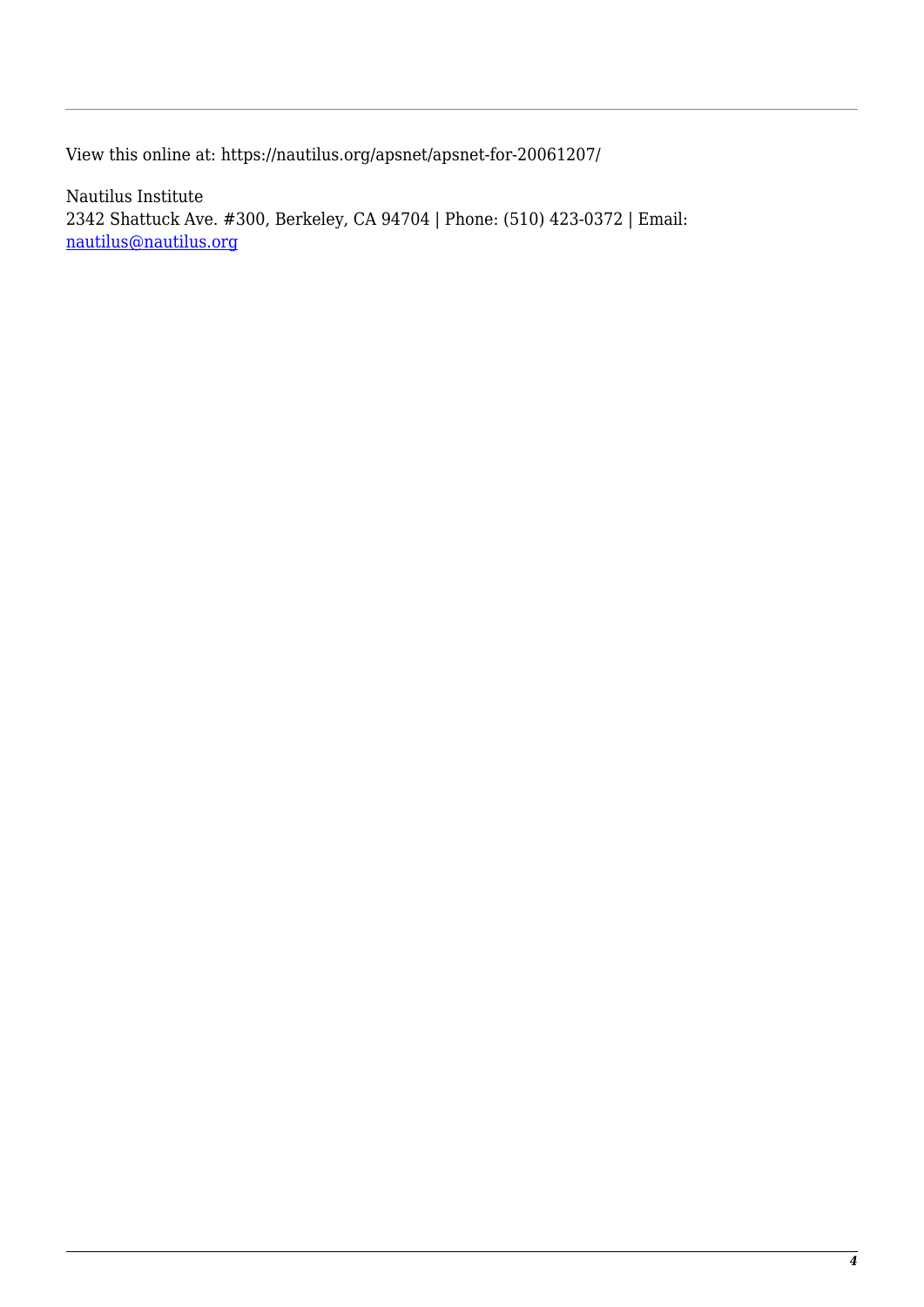View this online at: https://nautilus.org/apsnet/apsnet-for-20061207/

Nautilus Institute
2342 Shattuck Ave. #300, Berkeley, CA 94704 | Phone: (510) 423-0372 | Email:
[nautilus@nautilus.org](mailto:nautilus@nautilus.org)